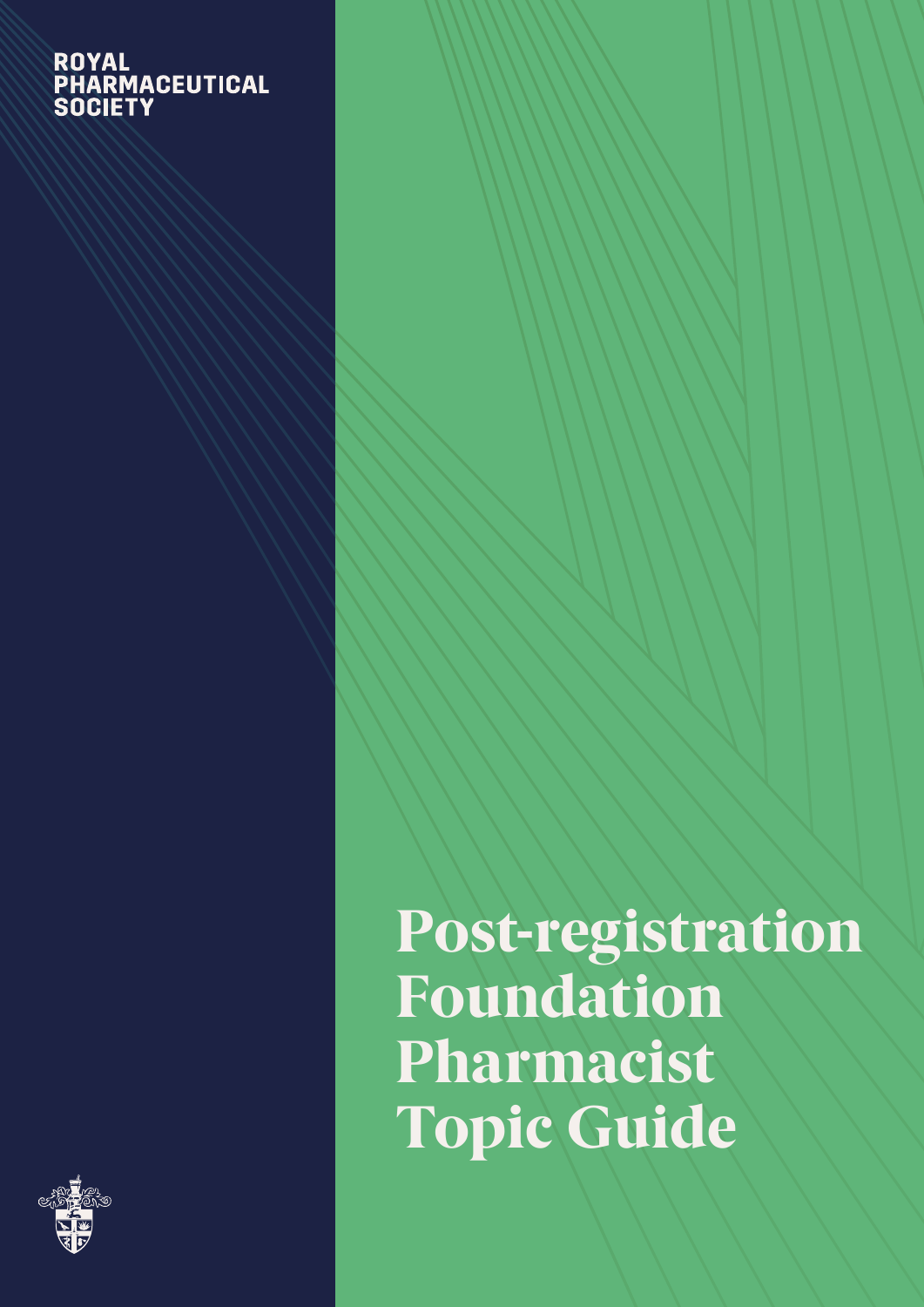ROYAL PHARMACEUTICAL SOCIETY

# Post-registration Foundation Pharmacist Topic Guide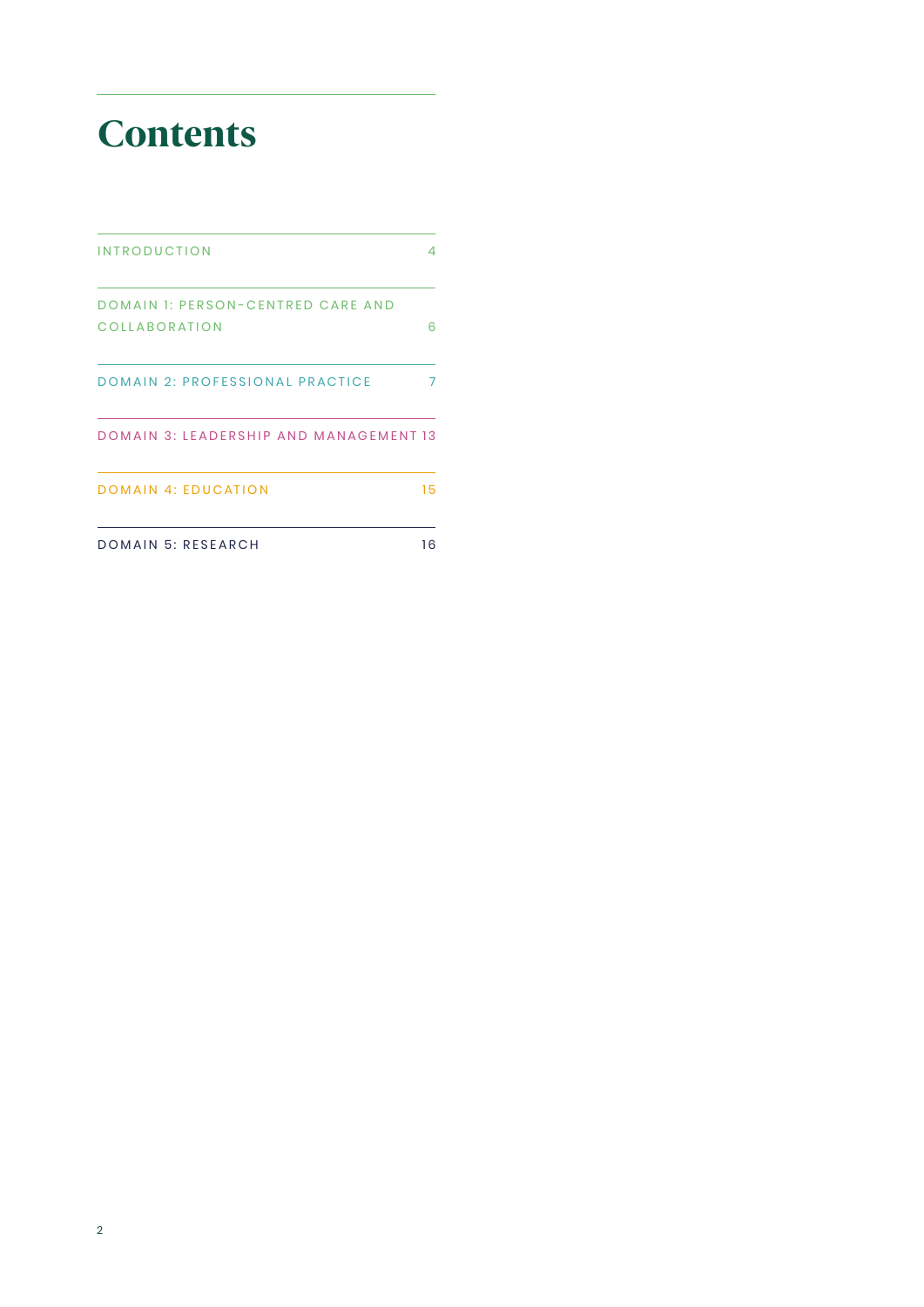# Contents

| | |
|---|---|
| INTRODUCTION | 4 |
| DOMAIN 1: PERSON-CENTRED CARE AND COLLABORATION | 6 |
| DOMAIN 2: PROFESSIONAL PRACTICE | 7 |
| DOMAIN 3: LEADERSHIP AND MANAGEMENT | 13 |
| DOMAIN 4: EDUCATION | 15 |
| DOMAIN 5: RESEARCH | 16 |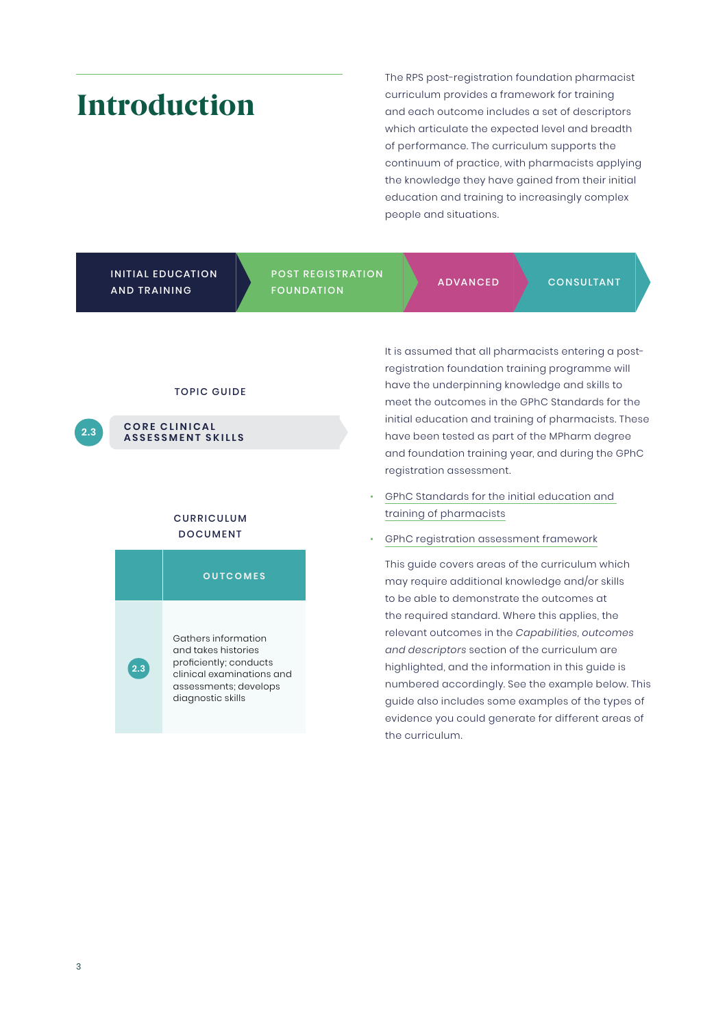# Introduction

The RPS post-registration foundation pharmacist curriculum provides a framework for training and each outcome includes a set of descriptors which articulate the expected level and breadth of performance. The curriculum supports the continuum of practice, with pharmacists applying the knowledge they have gained from their initial education and training to increasingly complex people and situations.

INITIAL EDUCATION AND TRAINING → POST REGISTRATION FOUNDATION → ADVANCED → CONSULTANT

It is assumed that all pharmacists entering a post-registration foundation training programme will have the underpinning knowledge and skills to meet the outcomes in the GPhC Standards for the initial education and training of pharmacists. These have been tested as part of the MPharm degree and foundation training year, and during the GPhC registration assessment.

- GPhC Standards for the initial education and training of pharmacists
- GPhC registration assessment framework

This guide covers areas of the curriculum which may require additional knowledge and/or skills to be able to demonstrate the outcomes at the required standard. Where this applies, the relevant outcomes in the *Capabilities, outcomes and descriptors* section of the curriculum are highlighted, and the information in this guide is numbered accordingly. See the example below. This guide also includes some examples of the types of evidence you could generate for different areas of the curriculum.

**TOPIC GUIDE**

2.3 CORE CLINICAL ASSESSMENT SKILLS

**CURRICULUM DOCUMENT**

| | OUTCOMES |
|---|---|
| 2.3 | Gathers information and takes histories proficiently; conducts clinical examinations and assessments; develops diagnostic skills |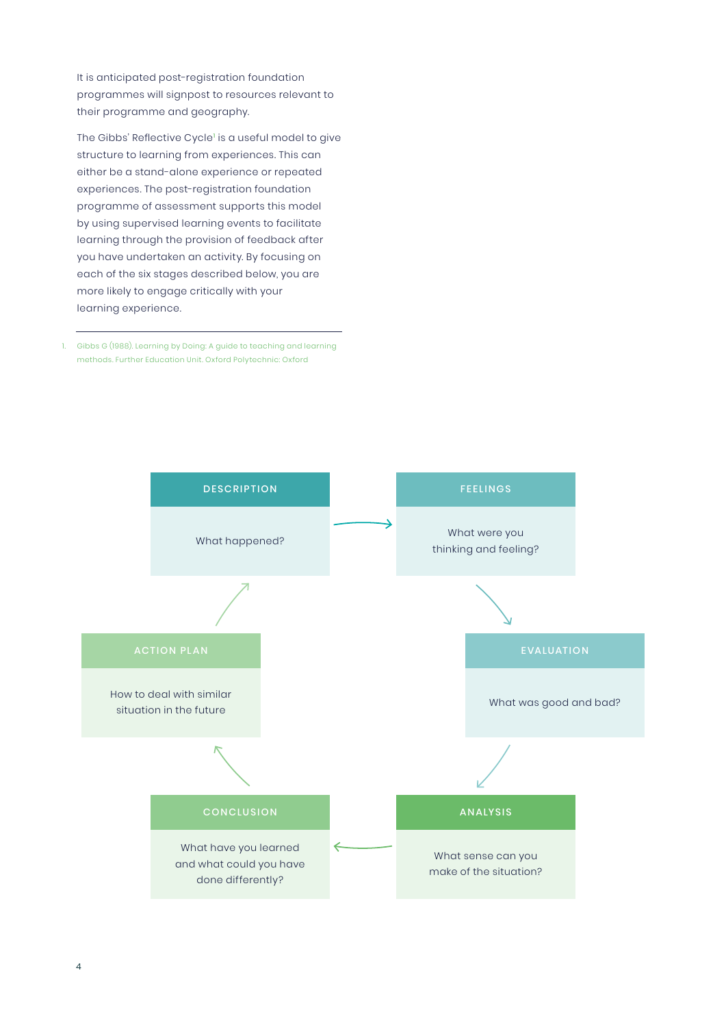It is anticipated post-registration foundation programmes will signpost to resources relevant to their programme and geography.

The Gibbs' Reflective Cycle[1] is a useful model to give structure to learning from experiences. This can either be a stand-alone experience or repeated experiences. The post-registration foundation programme of assessment supports this model by using supervised learning events to facilitate learning through the provision of feedback after you have undertaken an activity. By focusing on each of the six stages described below, you are more likely to engage critically with your learning experience.

1. Gibbs G (1988). Learning by Doing: A guide to teaching and learning methods. Further Education Unit. Oxford Polytechnic: Oxford

**DESCRIPTION**

What happened?

**FEELINGS**

What were you thinking and feeling?

**EVALUATION**

What was good and bad?

**ANALYSIS**

What sense can you make of the situation?

**CONCLUSION**

What have you learned and what could you have done differently?

**ACTION PLAN**

How to deal with similar situation in the future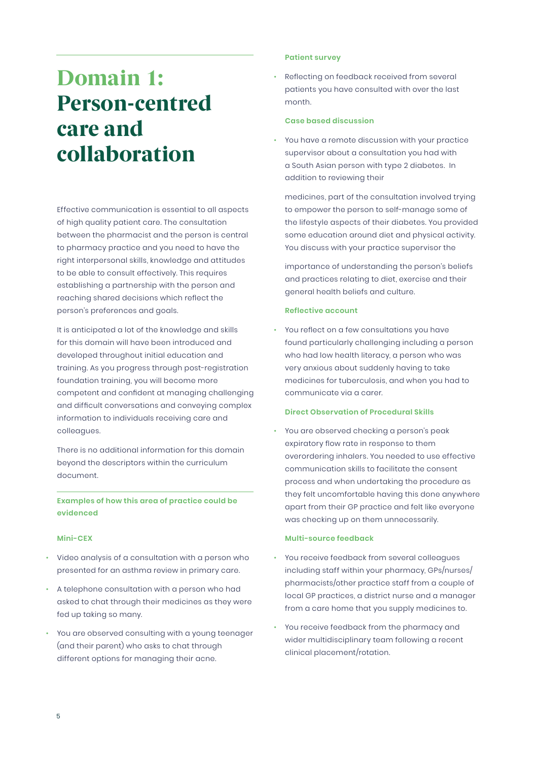# Domain 1: Person-centred care and collaboration

Effective communication is essential to all aspects of high quality patient care. The consultation between the pharmacist and the person is central to pharmacy practice and you need to have the right interpersonal skills, knowledge and attitudes to be able to consult effectively. This requires establishing a partnership with the person and reaching shared decisions which reflect the person's preferences and goals.

It is anticipated a lot of the knowledge and skills for this domain will have been introduced and developed throughout initial education and training. As you progress through post-registration foundation training, you will become more competent and confident at managing challenging and difficult conversations and conveying complex information to individuals receiving care and colleagues.

There is no additional information for this domain beyond the descriptors within the curriculum document.

## Examples of how this area of practice could be evidenced

### Mini-CEX

- Video analysis of a consultation with a person who presented for an asthma review in primary care.
- A telephone consultation with a person who had asked to chat through their medicines as they were fed up taking so many.
- You are observed consulting with a young teenager (and their parent) who asks to chat through different options for managing their acne.

### Patient survey

- Reflecting on feedback received from several patients you have consulted with over the last month.

### Case based discussion

- You have a remote discussion with your practice supervisor about a consultation you had with a South Asian person with type 2 diabetes. In addition to reviewing their medicines, part of the consultation involved trying to empower the person to self-manage some of the lifestyle aspects of their diabetes. You provided some education around diet and physical activity. You discuss with your practice supervisor the importance of understanding the person's beliefs and practices relating to diet, exercise and their general health beliefs and culture.

### Reflective account

- You reflect on a few consultations you have found particularly challenging including a person who had low health literacy, a person who was very anxious about suddenly having to take medicines for tuberculosis, and when you had to communicate via a carer.

### Direct Observation of Procedural Skills

- You are observed checking a person's peak expiratory flow rate in response to them overordering inhalers. You needed to use effective communication skills to facilitate the consent process and when undertaking the procedure as they felt uncomfortable having this done anywhere apart from their GP practice and felt like everyone was checking up on them unnecessarily.

### Multi-source feedback

- You receive feedback from several colleagues including staff within your pharmacy, GPs/nurses/pharmacists/other practice staff from a couple of local GP practices, a district nurse and a manager from a care home that you supply medicines to.
- You receive feedback from the pharmacy and wider multidisciplinary team following a recent clinical placement/rotation.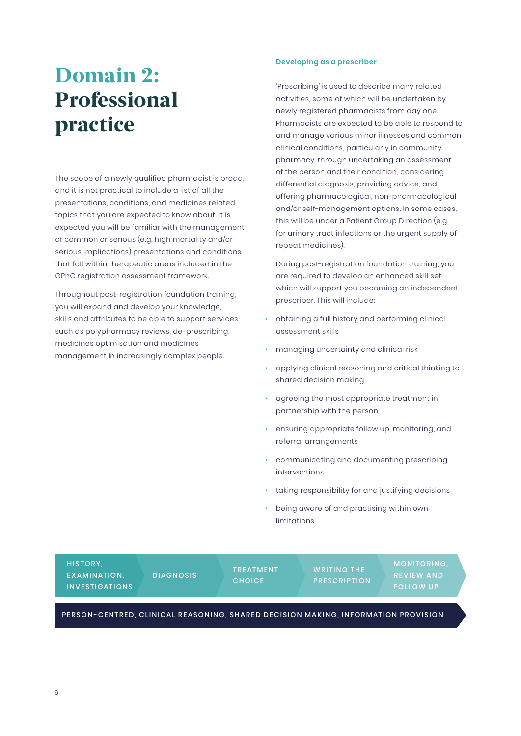# Domain 2: Professional practice

The scope of a newly qualified pharmacist is broad, and it is not practical to include a list of all the presentations, conditions, and medicines related topics that you are expected to know about. It is expected you will be familiar with the management of common or serious (e.g. high mortality and/or serious implications) presentations and conditions that fall within therapeutic areas included in the GPhC registration assessment framework.

Throughout post-registration foundation training, you will expand and develop your knowledge, skills and attributes to be able to support services such as polypharmacy reviews, de-prescribing, medicines optimisation and medicines management in increasingly complex people.

#### Developing as a prescriber

'Prescribing' is used to describe many related activities, some of which will be undertaken by newly registered pharmacists from day one. Pharmacists are expected to be able to respond to and manage various minor illnesses and common clinical conditions, particularly in community pharmacy, through undertaking an assessment of the person and their condition, considering differential diagnosis, providing advice, and offering pharmacological, non-pharmacological and/or self-management options. In some cases, this will be under a Patient Group Direction (e.g. for urinary tract infections or the urgent supply of repeat medicines).

During post-registration foundation training, you are required to develop an enhanced skill set which will support you becoming an independent prescriber. This will include:

- obtaining a full history and performing clinical assessment skills
- managing uncertainty and clinical risk
- applying clinical reasoning and critical thinking to shared decision making
- agreeing the most appropriate treatment in partnership with the person
- ensuring appropriate follow up, monitoring, and referral arrangements
- communicating and documenting prescribing interventions
- taking responsibility for and justifying decisions
- being aware of and practising within own limitations

HISTORY, EXAMINATION, INVESTIGATIONS → DIAGNOSIS → TREATMENT CHOICE → WRITING THE PRESCRIPTION → MONITORING, REVIEW AND FOLLOW UP

PERSON-CENTRED, CLINICAL REASONING, SHARED DECISION MAKING, INFORMATION PROVISION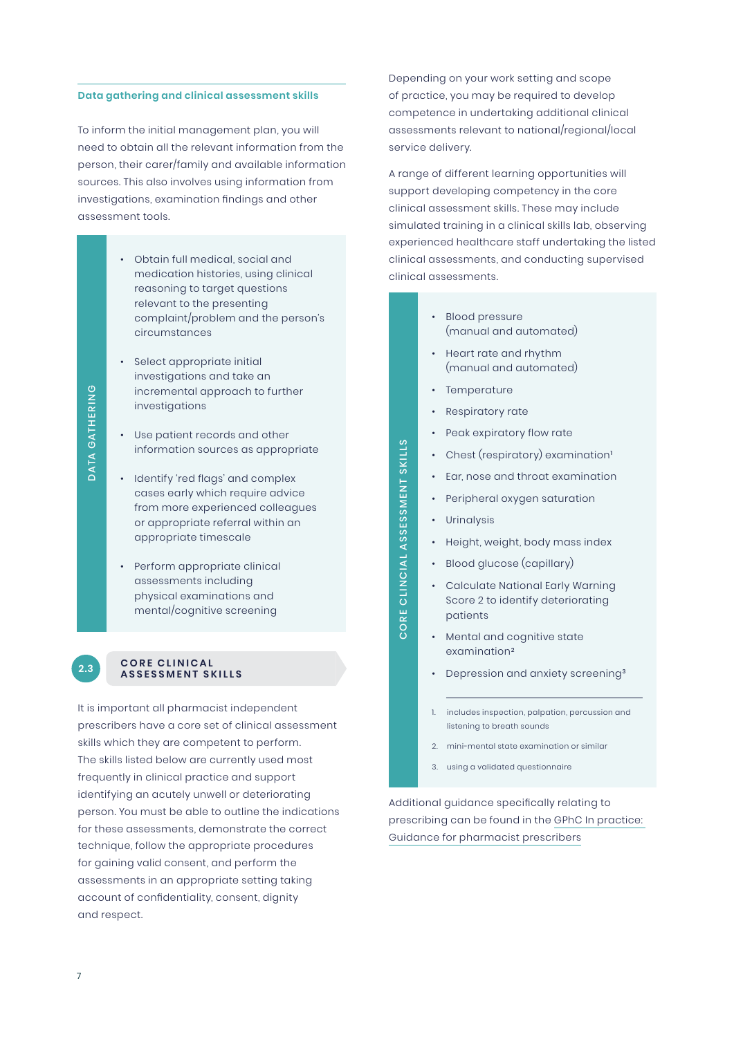### Data gathering and clinical assessment skills

To inform the initial management plan, you will need to obtain all the relevant information from the person, their carer/family and available information sources. This also involves using information from investigations, examination findings and other assessment tools.

**DATA GATHERING**

- Obtain full medical, social and medication histories, using clinical reasoning to target questions relevant to the presenting complaint/problem and the person's circumstances
- Select appropriate initial investigations and take an incremental approach to further investigations
- Use patient records and other information sources as appropriate
- Identify 'red flags' and complex cases early which require advice from more experienced colleagues or appropriate referral within an appropriate timescale
- Perform appropriate clinical assessments including physical examinations and mental/cognitive screening

## 2.3 CORE CLINICAL ASSESSMENT SKILLS

It is important all pharmacist independent prescribers have a core set of clinical assessment skills which they are competent to perform. The skills listed below are currently used most frequently in clinical practice and support identifying an acutely unwell or deteriorating person. You must be able to outline the indications for these assessments, demonstrate the correct technique, follow the appropriate procedures for gaining valid consent, and perform the assessments in an appropriate setting taking account of confidentiality, consent, dignity and respect.

Depending on your work setting and scope of practice, you may be required to develop competence in undertaking additional clinical assessments relevant to national/regional/local service delivery.

A range of different learning opportunities will support developing competency in the core clinical assessment skills. These may include simulated training in a clinical skills lab, observing experienced healthcare staff undertaking the listed clinical assessments, and conducting supervised clinical assessments.

**CORE CLINICAL ASSESSMENT SKILLS**

- Blood pressure (manual and automated)
- Heart rate and rhythm (manual and automated)
- Temperature
- Respiratory rate
- Peak expiratory flow rate
- Chest (respiratory) examination[1]
- Ear, nose and throat examination
- Peripheral oxygen saturation
- Urinalysis
- Height, weight, body mass index
- Blood glucose (capillary)
- Calculate National Early Warning Score 2 to identify deteriorating patients
- Mental and cognitive state examination[2]
- Depression and anxiety screening[3]

1. includes inspection, palpation, percussion and listening to breath sounds
2. mini-mental state examination or similar
3. using a validated questionnaire

Additional guidance specifically relating to prescribing can be found in the GPhC In practice: Guidance for pharmacist prescribers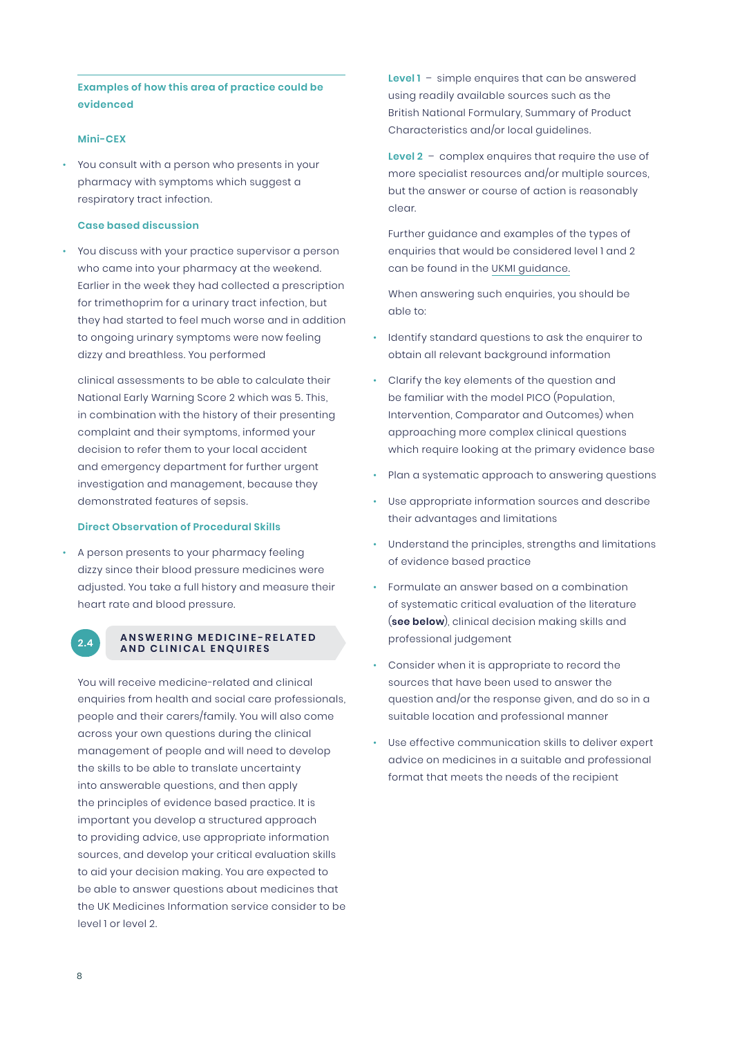### Examples of how this area of practice could be evidenced

#### Mini-CEX

- You consult with a person who presents in your pharmacy with symptoms which suggest a respiratory tract infection.

#### Case based discussion

- You discuss with your practice supervisor a person who came into your pharmacy at the weekend. Earlier in the week they had collected a prescription for trimethoprim for a urinary tract infection, but they had started to feel much worse and in addition to ongoing urinary symptoms were now feeling dizzy and breathless. You performed

  clinical assessments to be able to calculate their National Early Warning Score 2 which was 5. This, in combination with the history of their presenting complaint and their symptoms, informed your decision to refer them to your local accident and emergency department for further urgent investigation and management, because they demonstrated features of sepsis.

#### Direct Observation of Procedural Skills

- A person presents to your pharmacy feeling dizzy since their blood pressure medicines were adjusted. You take a full history and measure their heart rate and blood pressure.

## 2.4 ANSWERING MEDICINE-RELATED AND CLINICAL ENQUIRES

You will receive medicine-related and clinical enquiries from health and social care professionals, people and their carers/family. You will also come across your own questions during the clinical management of people and will need to develop the skills to be able to translate uncertainty into answerable questions, and then apply the principles of evidence based practice. It is important you develop a structured approach to providing advice, use appropriate information sources, and develop your critical evaluation skills to aid your decision making. You are expected to be able to answer questions about medicines that the UK Medicines Information service consider to be level 1 or level 2.

**Level 1** – simple enquires that can be answered using readily available sources such as the British National Formulary, Summary of Product Characteristics and/or local guidelines.

**Level 2** – complex enquires that require the use of more specialist resources and/or multiple sources, but the answer or course of action is reasonably clear.

Further guidance and examples of the types of enquiries that would be considered level 1 and 2 can be found in the UKMI guidance.

When answering such enquiries, you should be able to:

- Identify standard questions to ask the enquirer to obtain all relevant background information
- Clarify the key elements of the question and be familiar with the model PICO (Population, Intervention, Comparator and Outcomes) when approaching more complex clinical questions which require looking at the primary evidence base
- Plan a systematic approach to answering questions
- Use appropriate information sources and describe their advantages and limitations
- Understand the principles, strengths and limitations of evidence based practice
- Formulate an answer based on a combination of systematic critical evaluation of the literature (**see below**), clinical decision making skills and professional judgement
- Consider when it is appropriate to record the sources that have been used to answer the question and/or the response given, and do so in a suitable location and professional manner
- Use effective communication skills to deliver expert advice on medicines in a suitable and professional format that meets the needs of the recipient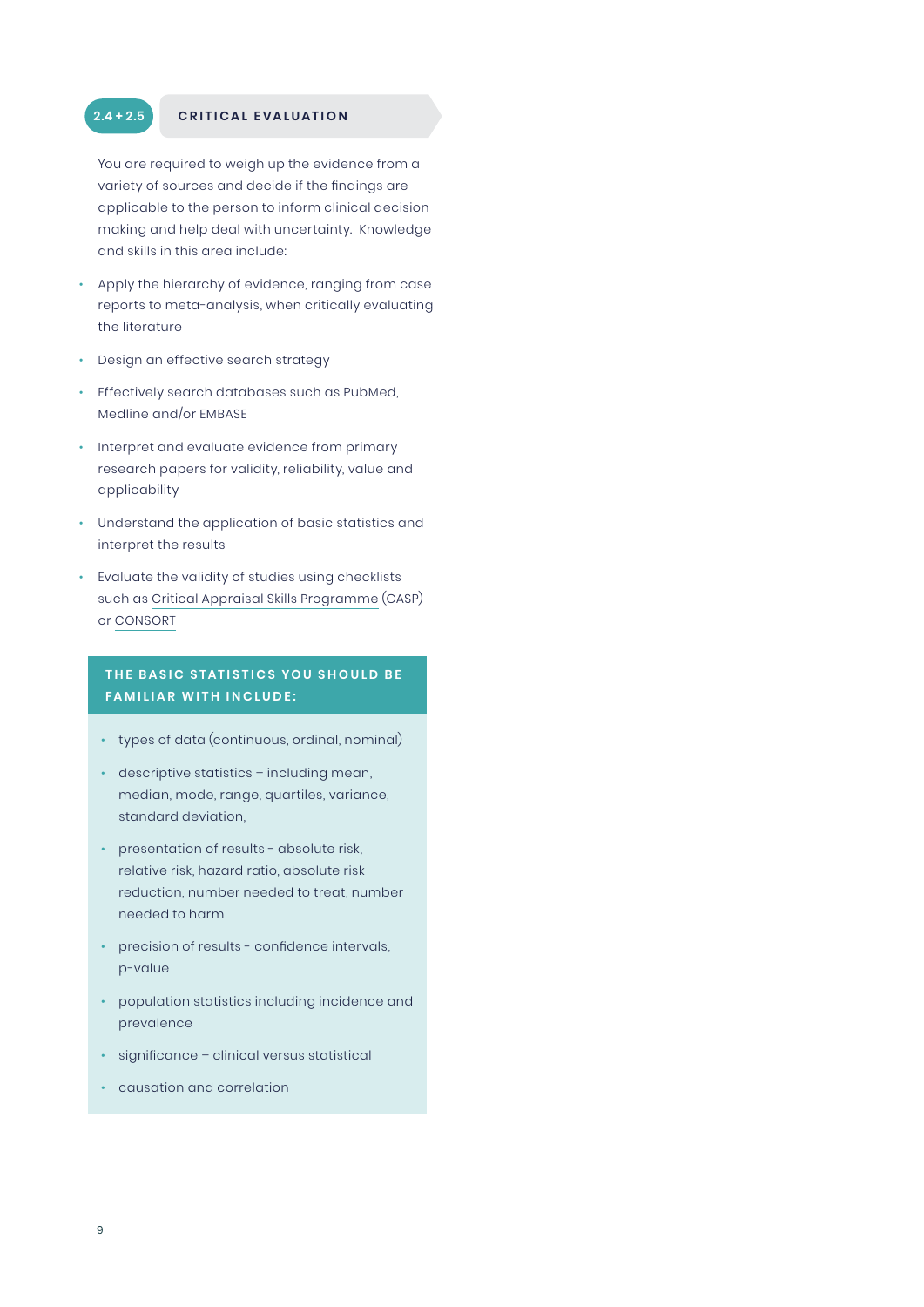## 2.4 + 2.5 CRITICAL EVALUATION

You are required to weigh up the evidence from a variety of sources and decide if the findings are applicable to the person to inform clinical decision making and help deal with uncertainty. Knowledge and skills in this area include:

- Apply the hierarchy of evidence, ranging from case reports to meta-analysis, when critically evaluating the literature
- Design an effective search strategy
- Effectively search databases such as PubMed, Medline and/or EMBASE
- Interpret and evaluate evidence from primary research papers for validity, reliability, value and applicability
- Understand the application of basic statistics and interpret the results
- Evaluate the validity of studies using checklists such as Critical Appraisal Skills Programme (CASP) or CONSORT

### THE BASIC STATISTICS YOU SHOULD BE FAMILIAR WITH INCLUDE:

- types of data (continuous, ordinal, nominal)
- descriptive statistics – including mean, median, mode, range, quartiles, variance, standard deviation,
- presentation of results - absolute risk, relative risk, hazard ratio, absolute risk reduction, number needed to treat, number needed to harm
- precision of results - confidence intervals, p-value
- population statistics including incidence and prevalence
- significance – clinical versus statistical
- causation and correlation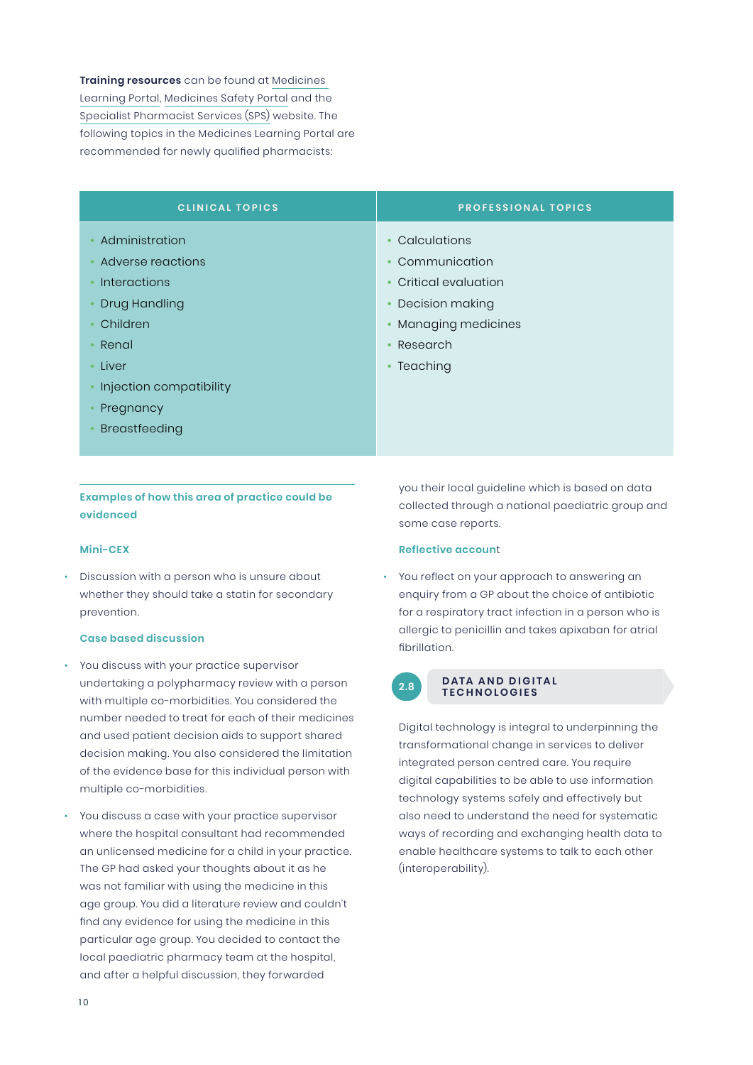**Training resources** can be found at Medicines Learning Portal, Medicines Safety Portal and the Specialist Pharmacist Services (SPS) website. The following topics in the Medicines Learning Portal are recommended for newly qualified pharmacists:

| CLINICAL TOPICS | PROFESSIONAL TOPICS |
|---|---|
| • Administration<br>• Adverse reactions<br>• Interactions<br>• Drug Handling<br>• Children<br>• Renal<br>• Liver<br>• Injection compatibility<br>• Pregnancy<br>• Breastfeeding | • Calculations<br>• Communication<br>• Critical evaluation<br>• Decision making<br>• Managing medicines<br>• Research<br>• Teaching |

### Examples of how this area of practice could be evidenced

#### Mini-CEX

- Discussion with a person who is unsure about whether they should take a statin for secondary prevention.

#### Case based discussion

- You discuss with your practice supervisor undertaking a polypharmacy review with a person with multiple co-morbidities. You considered the number needed to treat for each of their medicines and used patient decision aids to support shared decision making. You also considered the limitation of the evidence base for this individual person with multiple co-morbidities.
- You discuss a case with your practice supervisor where the hospital consultant had recommended an unlicensed medicine for a child in your practice. The GP had asked your thoughts about it as he was not familiar with using the medicine in this age group. You did a literature review and couldn't find any evidence for using the medicine in this particular age group. You decided to contact the local paediatric pharmacy team at the hospital, and after a helpful discussion, they forwarded you their local guideline which is based on data collected through a national paediatric group and some case reports.

#### Reflective account

- You reflect on your approach to answering an enquiry from a GP about the choice of antibiotic for a respiratory tract infection in a person who is allergic to penicillin and takes apixaban for atrial fibrillation.

## 2.8 DATA AND DIGITAL TECHNOLOGIES

Digital technology is integral to underpinning the transformational change in services to deliver integrated person centred care. You require digital capabilities to be able to use information technology systems safely and effectively but also need to understand the need for systematic ways of recording and exchanging health data to enable healthcare systems to talk to each other (interoperability).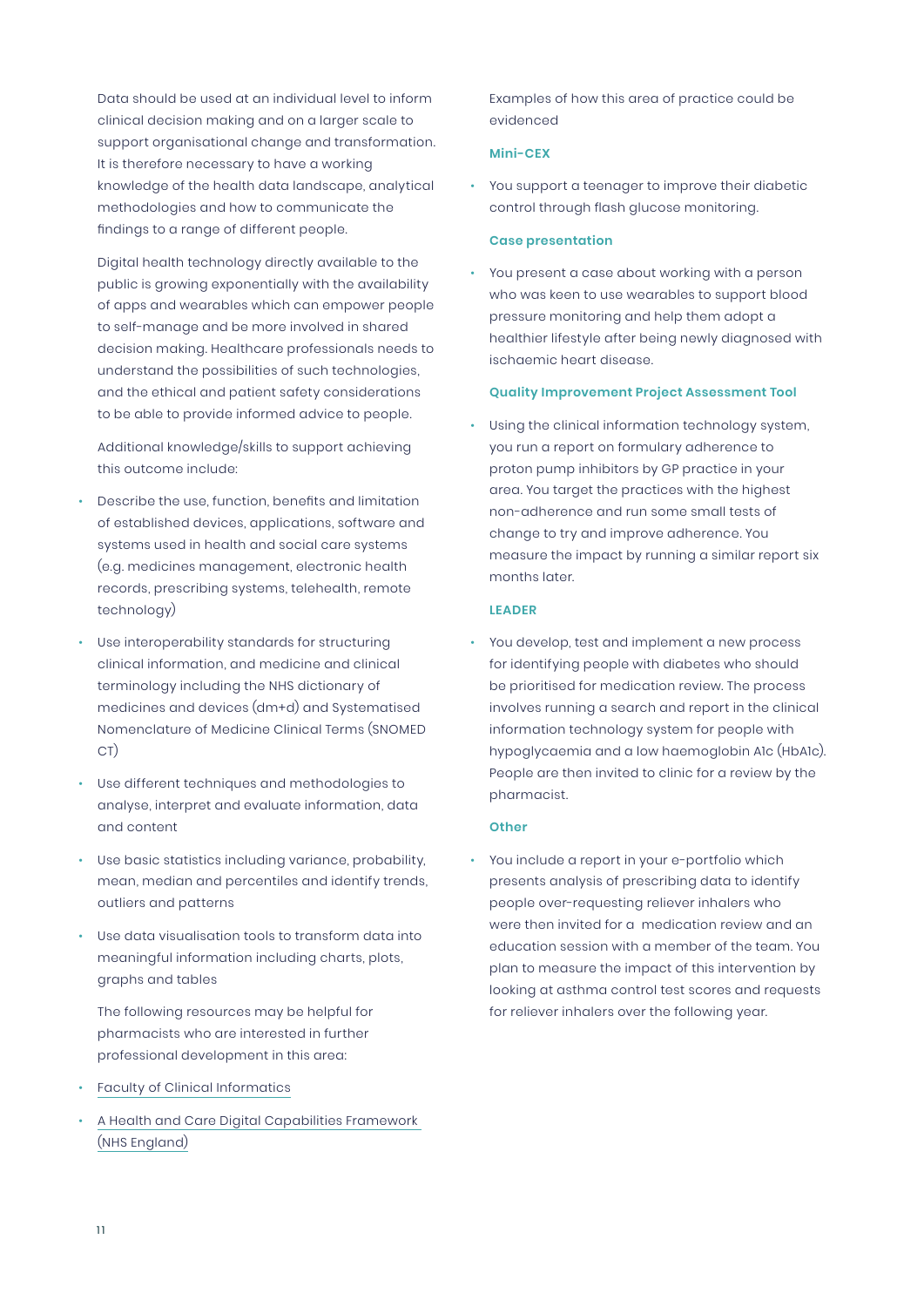Data should be used at an individual level to inform clinical decision making and on a larger scale to support organisational change and transformation. It is therefore necessary to have a working knowledge of the health data landscape, analytical methodologies and how to communicate the findings to a range of different people.

Digital health technology directly available to the public is growing exponentially with the availability of apps and wearables which can empower people to self-manage and be more involved in shared decision making. Healthcare professionals needs to understand the possibilities of such technologies, and the ethical and patient safety considerations to be able to provide informed advice to people.

Additional knowledge/skills to support achieving this outcome include:

- Describe the use, function, benefits and limitation of established devices, applications, software and systems used in health and social care systems (e.g. medicines management, electronic health records, prescribing systems, telehealth, remote technology)
- Use interoperability standards for structuring clinical information, and medicine and clinical terminology including the NHS dictionary of medicines and devices (dm+d) and Systematised Nomenclature of Medicine Clinical Terms (SNOMED CT)
- Use different techniques and methodologies to analyse, interpret and evaluate information, data and content
- Use basic statistics including variance, probability, mean, median and percentiles and identify trends, outliers and patterns
- Use data visualisation tools to transform data into meaningful information including charts, plots, graphs and tables

The following resources may be helpful for pharmacists who are interested in further professional development in this area:

- Faculty of Clinical Informatics
- A Health and Care Digital Capabilities Framework (NHS England)

Examples of how this area of practice could be evidenced

**Mini-CEX**

- You support a teenager to improve their diabetic control through flash glucose monitoring.

**Case presentation**

- You present a case about working with a person who was keen to use wearables to support blood pressure monitoring and help them adopt a healthier lifestyle after being newly diagnosed with ischaemic heart disease.

**Quality Improvement Project Assessment Tool**

- Using the clinical information technology system, you run a report on formulary adherence to proton pump inhibitors by GP practice in your area. You target the practices with the highest non-adherence and run some small tests of change to try and improve adherence. You measure the impact by running a similar report six months later.

**LEADER**

- You develop, test and implement a new process for identifying people with diabetes who should be prioritised for medication review. The process involves running a search and report in the clinical information technology system for people with hypoglycaemia and a low haemoglobin A1c (HbA1c). People are then invited to clinic for a review by the pharmacist.

**Other**

- You include a report in your e-portfolio which presents analysis of prescribing data to identify people over-requesting reliever inhalers who were then invited for a medication review and an education session with a member of the team. You plan to measure the impact of this intervention by looking at asthma control test scores and requests for reliever inhalers over the following year.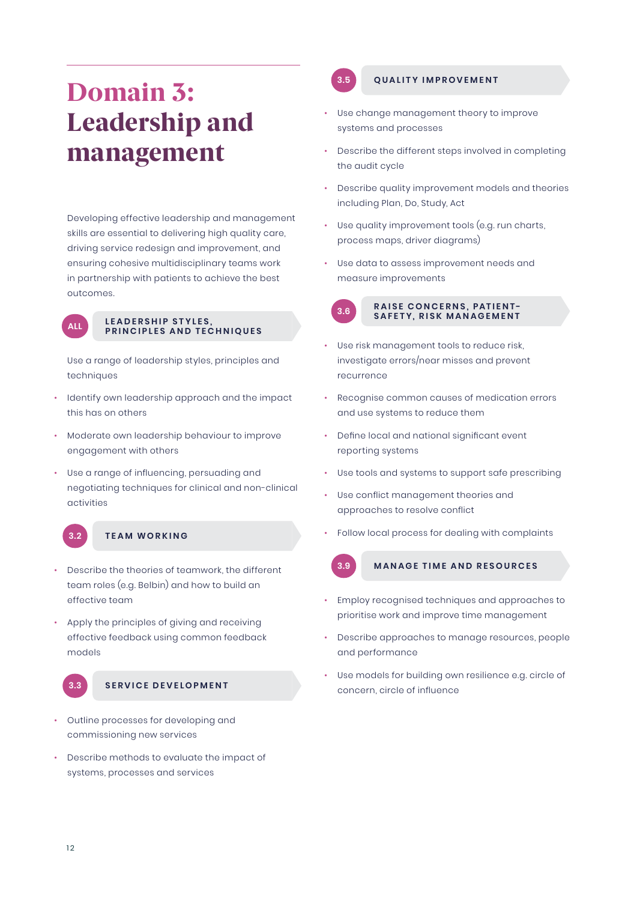# Domain 3: Leadership and management

Developing effective leadership and management skills are essential to delivering high quality care, driving service redesign and improvement, and ensuring cohesive multidisciplinary teams work in partnership with patients to achieve the best outcomes.

## ALL LEADERSHIP STYLES, PRINCIPLES AND TECHNIQUES

Use a range of leadership styles, principles and techniques

- Identify own leadership approach and the impact this has on others
- Moderate own leadership behaviour to improve engagement with others
- Use a range of influencing, persuading and negotiating techniques for clinical and non-clinical activities

## 3.2 TEAM WORKING

- Describe the theories of teamwork, the different team roles (e.g. Belbin) and how to build an effective team
- Apply the principles of giving and receiving effective feedback using common feedback models

## 3.3 SERVICE DEVELOPMENT

- Outline processes for developing and commissioning new services
- Describe methods to evaluate the impact of systems, processes and services

## 3.5 QUALITY IMPROVEMENT

- Use change management theory to improve systems and processes
- Describe the different steps involved in completing the audit cycle
- Describe quality improvement models and theories including Plan, Do, Study, Act
- Use quality improvement tools (e.g. run charts, process maps, driver diagrams)
- Use data to assess improvement needs and measure improvements

## 3.6 RAISE CONCERNS, PATIENT-SAFETY, RISK MANAGEMENT

- Use risk management tools to reduce risk, investigate errors/near misses and prevent recurrence
- Recognise common causes of medication errors and use systems to reduce them
- Define local and national significant event reporting systems
- Use tools and systems to support safe prescribing
- Use conflict management theories and approaches to resolve conflict
- Follow local process for dealing with complaints

## 3.9 MANAGE TIME AND RESOURCES

- Employ recognised techniques and approaches to prioritise work and improve time management
- Describe approaches to manage resources, people and performance
- Use models for building own resilience e.g. circle of concern, circle of influence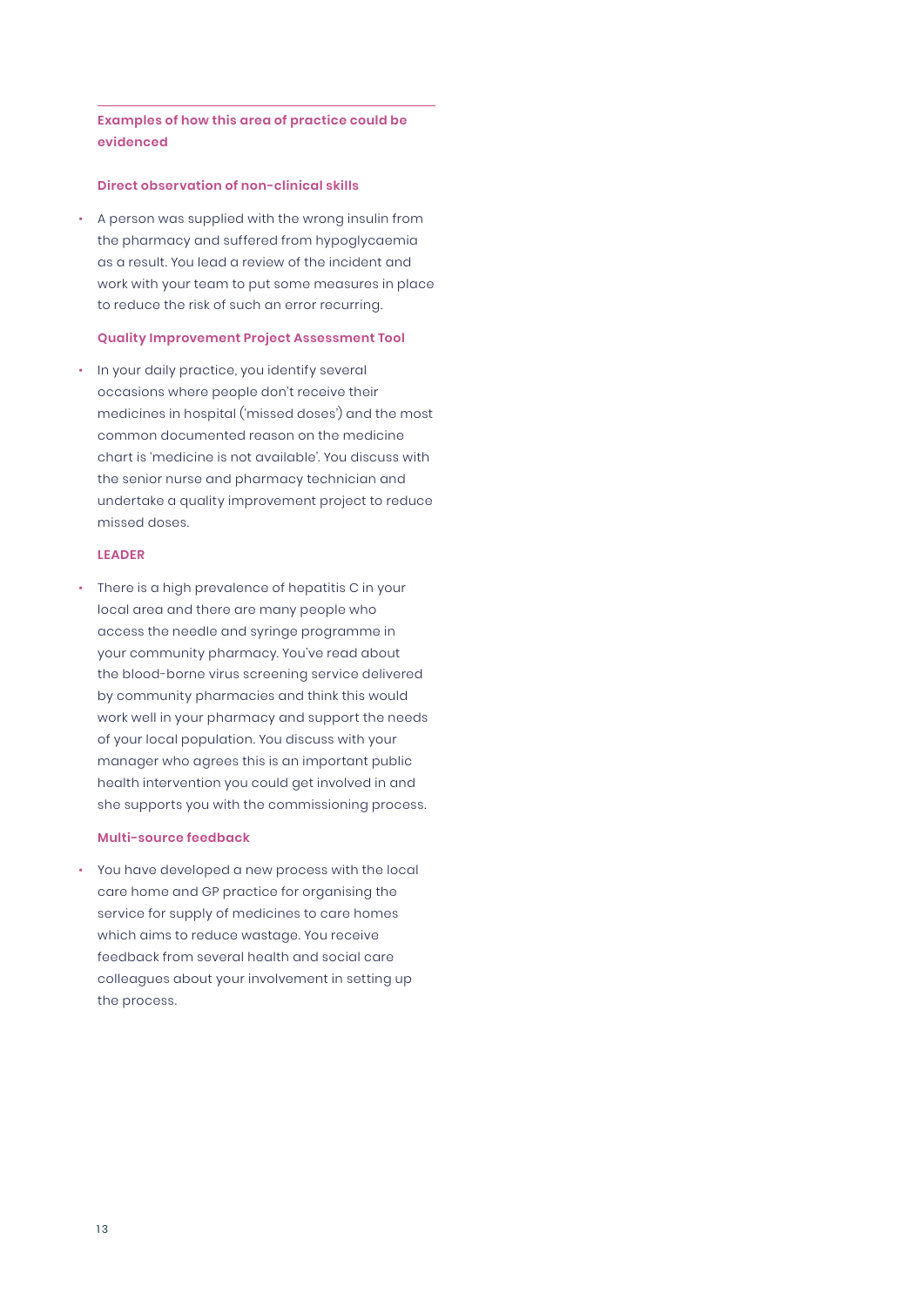### Examples of how this area of practice could be evidenced

#### Direct observation of non-clinical skills

- A person was supplied with the wrong insulin from the pharmacy and suffered from hypoglycaemia as a result. You lead a review of the incident and work with your team to put some measures in place to reduce the risk of such an error recurring.

#### Quality Improvement Project Assessment Tool

- In your daily practice, you identify several occasions where people don't receive their medicines in hospital ('missed doses') and the most common documented reason on the medicine chart is 'medicine is not available'. You discuss with the senior nurse and pharmacy technician and undertake a quality improvement project to reduce missed doses.

#### LEADER

- There is a high prevalence of hepatitis C in your local area and there are many people who access the needle and syringe programme in your community pharmacy. You've read about the blood-borne virus screening service delivered by community pharmacies and think this would work well in your pharmacy and support the needs of your local population. You discuss with your manager who agrees this is an important public health intervention you could get involved in and she supports you with the commissioning process.

#### Multi-source feedback

- You have developed a new process with the local care home and GP practice for organising the service for supply of medicines to care homes which aims to reduce wastage. You receive feedback from several health and social care colleagues about your involvement in setting up the process.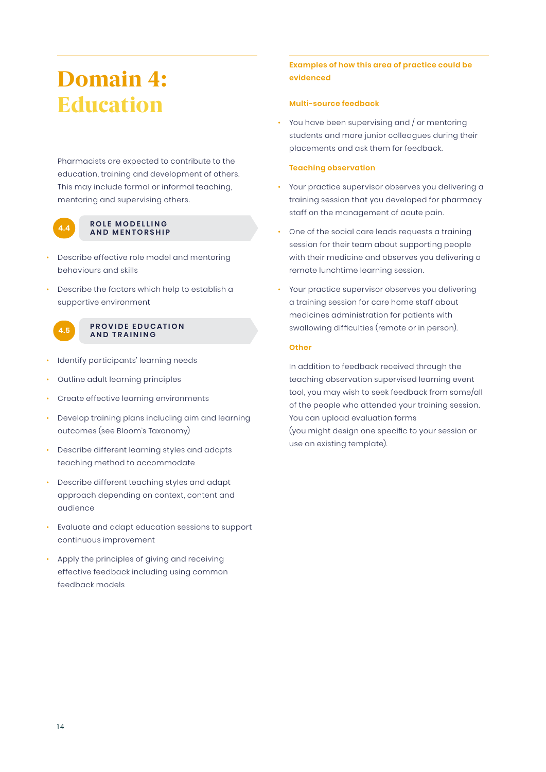# Domain 4: Education

Pharmacists are expected to contribute to the education, training and development of others. This may include formal or informal teaching, mentoring and supervising others.

### 4.4 ROLE MODELLING AND MENTORSHIP

- Describe effective role model and mentoring behaviours and skills
- Describe the factors which help to establish a supportive environment

### 4.5 PROVIDE EDUCATION AND TRAINING

- Identify participants' learning needs
- Outline adult learning principles
- Create effective learning environments
- Develop training plans including aim and learning outcomes (see Bloom's Taxonomy)
- Describe different learning styles and adapts teaching method to accommodate
- Describe different teaching styles and adapt approach depending on context, content and audience
- Evaluate and adapt education sessions to support continuous improvement
- Apply the principles of giving and receiving effective feedback including using common feedback models

## Examples of how this area of practice could be evidenced

### Multi-source feedback

- You have been supervising and / or mentoring students and more junior colleagues during their placements and ask them for feedback.

### Teaching observation

- Your practice supervisor observes you delivering a training session that you developed for pharmacy staff on the management of acute pain.
- One of the social care leads requests a training session for their team about supporting people with their medicine and observes you delivering a remote lunchtime learning session.
- Your practice supervisor observes you delivering a training session for care home staff about medicines administration for patients with swallowing difficulties (remote or in person).

### Other

In addition to feedback received through the teaching observation supervised learning event tool, you may wish to seek feedback from some/all of the people who attended your training session. You can upload evaluation forms (you might design one specific to your session or use an existing template).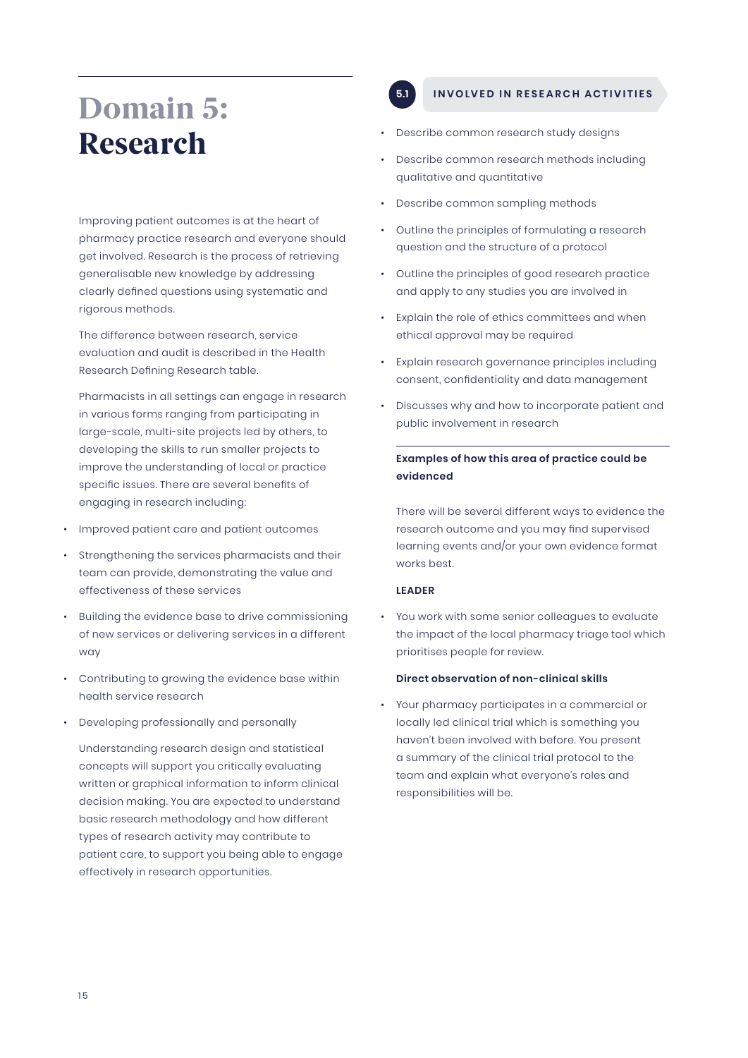# Domain 5: Research

Improving patient outcomes is at the heart of pharmacy practice research and everyone should get involved. Research is the process of retrieving generalisable new knowledge by addressing clearly defined questions using systematic and rigorous methods.

The difference between research, service evaluation and audit is described in the Health Research Defining Research table.

Pharmacists in all settings can engage in research in various forms ranging from participating in large-scale, multi-site projects led by others, to developing the skills to run smaller projects to improve the understanding of local or practice specific issues. There are several benefits of engaging in research including:

- Improved patient care and patient outcomes
- Strengthening the services pharmacists and their team can provide, demonstrating the value and effectiveness of these services
- Building the evidence base to drive commissioning of new services or delivering services in a different way
- Contributing to growing the evidence base within health service research
- Developing professionally and personally

Understanding research design and statistical concepts will support you critically evaluating written or graphical information to inform clinical decision making. You are expected to understand basic research methodology and how different types of research activity may contribute to patient care, to support you being able to engage effectively in research opportunities.

## 5.1 INVOLVED IN RESEARCH ACTIVITIES

- Describe common research study designs
- Describe common research methods including qualitative and quantitative
- Describe common sampling methods
- Outline the principles of formulating a research question and the structure of a protocol
- Outline the principles of good research practice and apply to any studies you are involved in
- Explain the role of ethics committees and when ethical approval may be required
- Explain research governance principles including consent, confidentiality and data management
- Discusses why and how to incorporate patient and public involvement in research

**Examples of how this area of practice could be evidenced**

There will be several different ways to evidence the research outcome and you may find supervised learning events and/or your own evidence format works best.

**LEADER**

- You work with some senior colleagues to evaluate the impact of the local pharmacy triage tool which prioritises people for review.

**Direct observation of non-clinical skills**

- Your pharmacy participates in a commercial or locally led clinical trial which is something you haven't been involved with before. You present a summary of the clinical trial protocol to the team and explain what everyone's roles and responsibilities will be.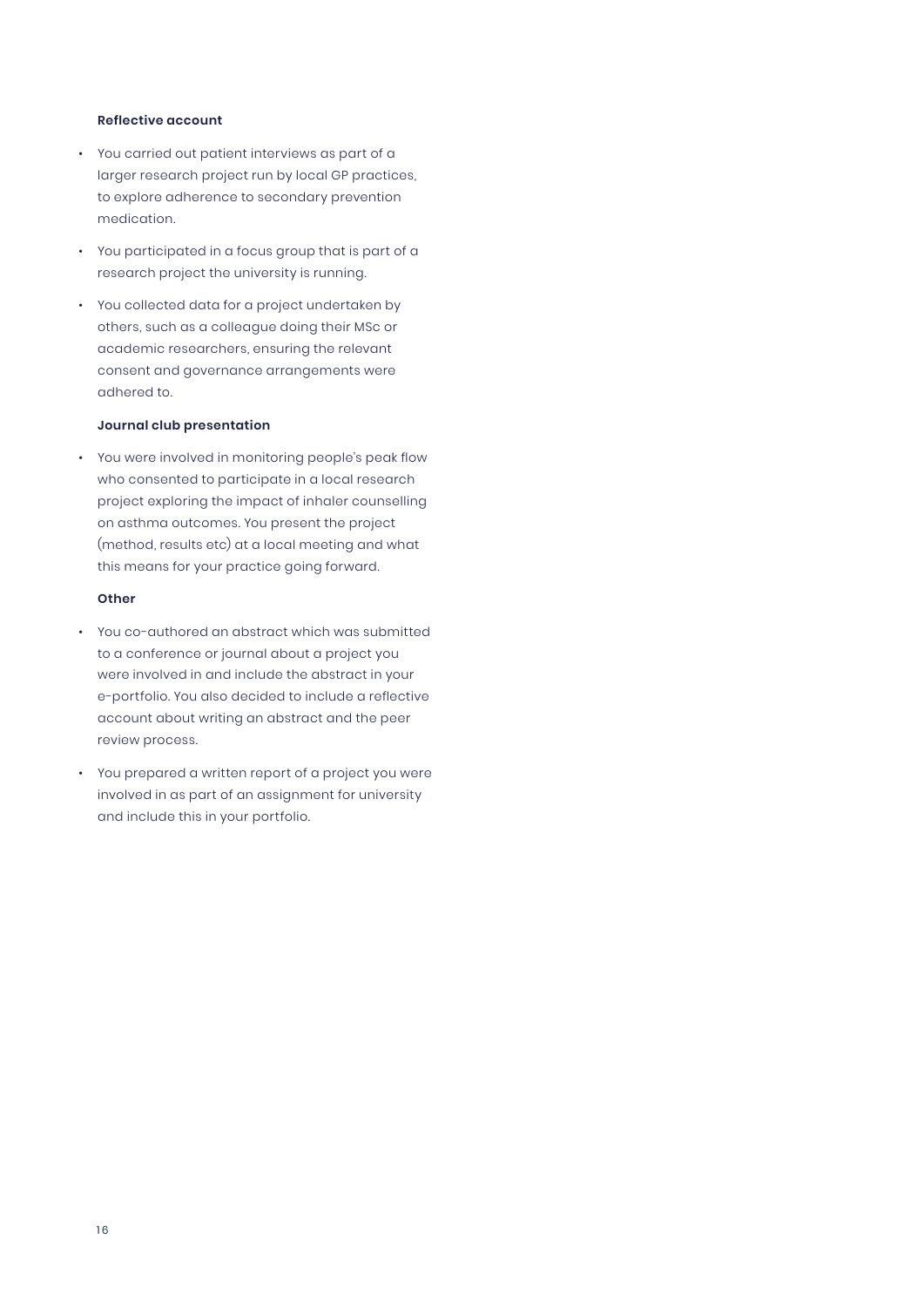**Reflective account**

- You carried out patient interviews as part of a larger research project run by local GP practices, to explore adherence to secondary prevention medication.
- You participated in a focus group that is part of a research project the university is running.
- You collected data for a project undertaken by others, such as a colleague doing their MSc or academic researchers, ensuring the relevant consent and governance arrangements were adhered to.

**Journal club presentation**

- You were involved in monitoring people's peak flow who consented to participate in a local research project exploring the impact of inhaler counselling on asthma outcomes. You present the project (method, results etc) at a local meeting and what this means for your practice going forward.

**Other**

- You co-authored an abstract which was submitted to a conference or journal about a project you were involved in and include the abstract in your e-portfolio. You also decided to include a reflective account about writing an abstract and the peer review process.
- You prepared a written report of a project you were involved in as part of an assignment for university and include this in your portfolio.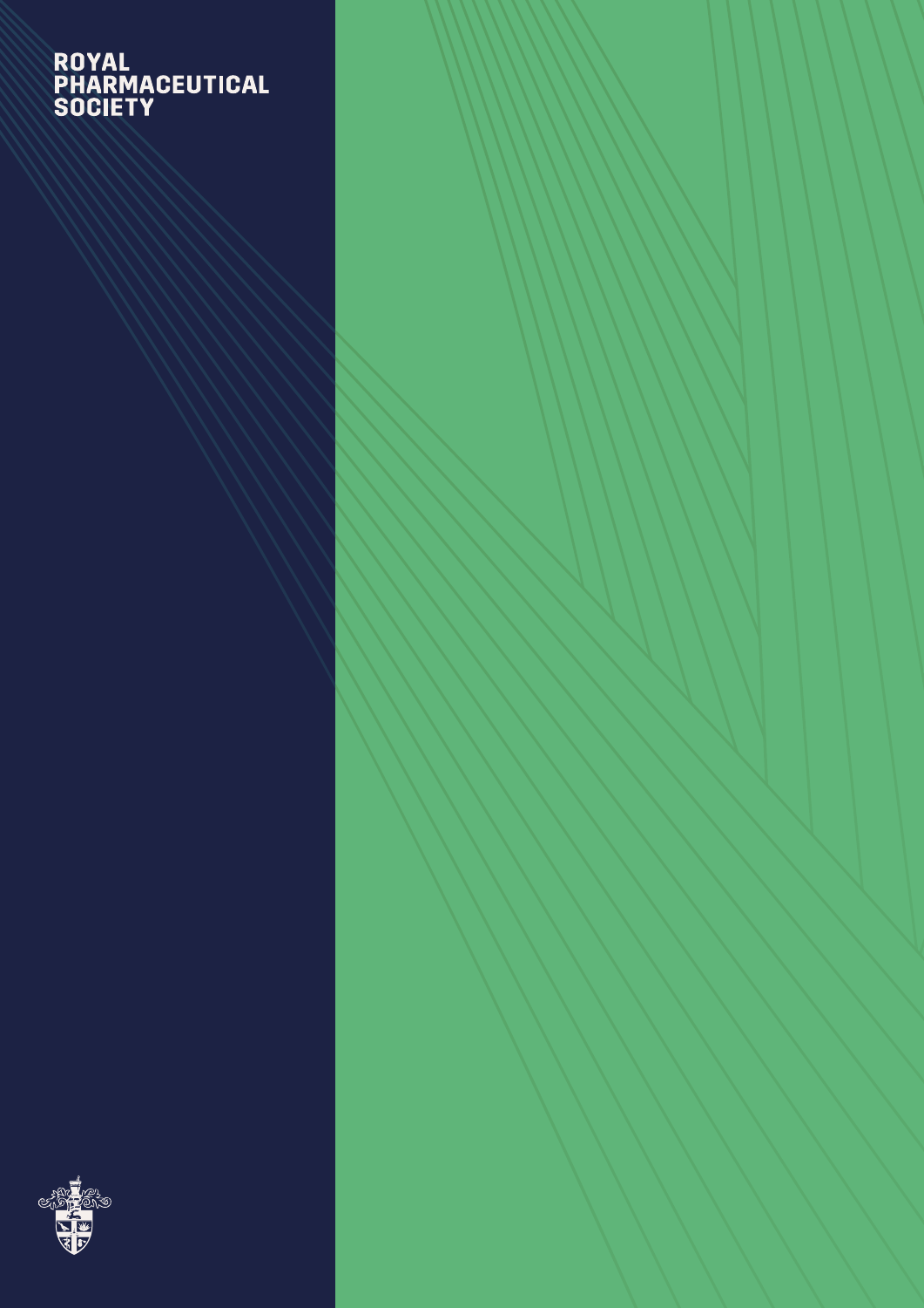ROYAL
PHARMACEUTICAL
SOCIETY